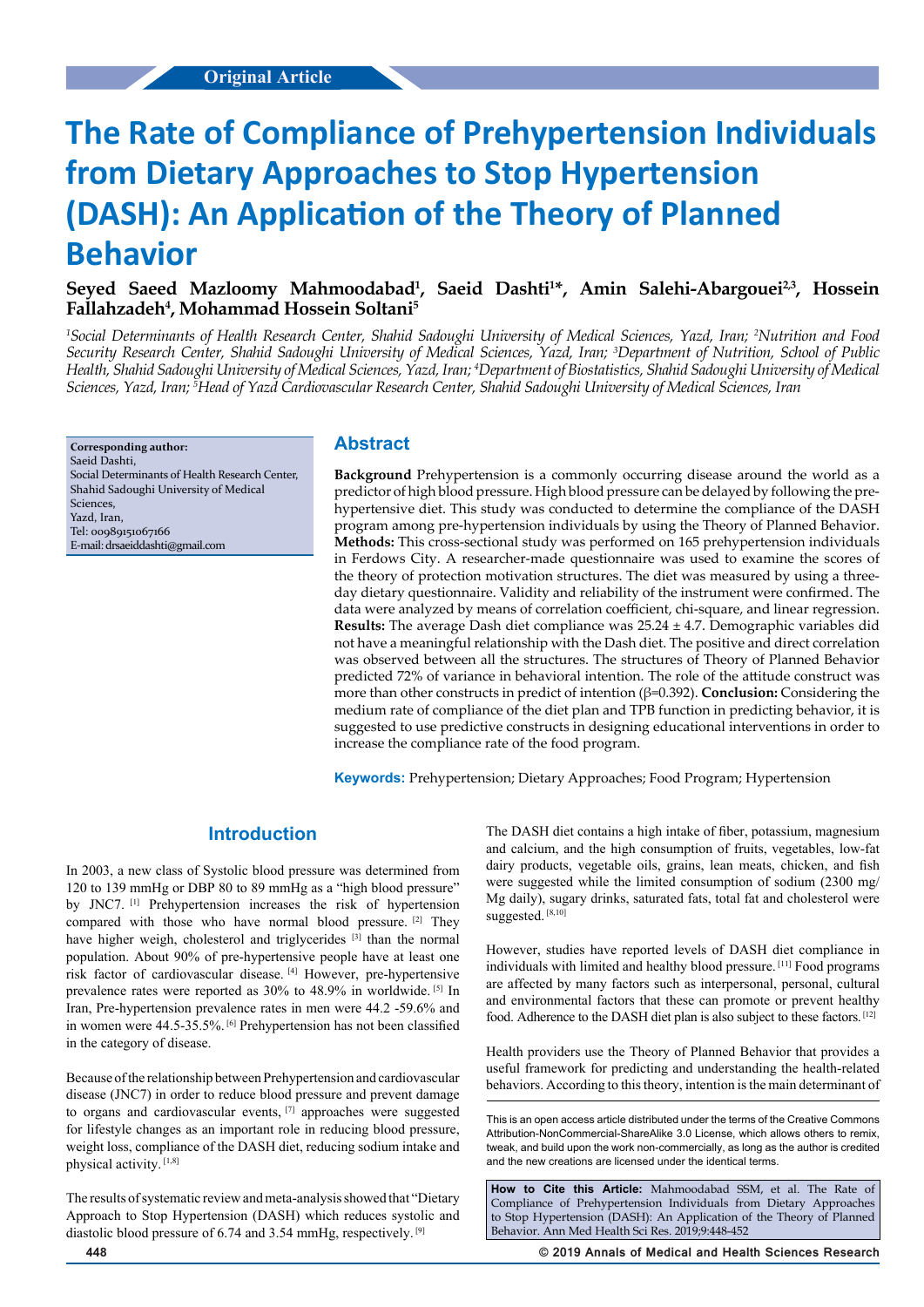Original Article

# The Rate of Compliance of Prehypertension Individuals from Dietary Approaches to Stop Hypertension (DASH): An Application of the Theory of Planned Behavior

**Seyed Saeed Mazloomy Mahmoodabad[1], Saeid Dashti[1*], Amin Salehi-Abargouei[2,3], Hossein Fallahzadeh[4], Mohammad Hossein Soltani[5]**

*[1]Social Determinants of Health Research Center, Shahid Sadoughi University of Medical Sciences, Yazd, Iran; [2]Nutrition and Food Security Research Center, Shahid Sadoughi University of Medical Sciences, Yazd, Iran; [3]Department of Nutrition, School of Public Health, Shahid Sadoughi University of Medical Sciences, Yazd, Iran; [4]Department of Biostatistics, Shahid Sadoughi University of Medical Sciences, Yazd, Iran; [5]Head of Yazd Cardiovascular Research Center, Shahid Sadoughi University of Medical Sciences, Iran*

**Corresponding author:**
Saeid Dashti,
Social Determinants of Health Research Center,
Shahid Sadoughi University of Medical Sciences,
Yazd, Iran,
Tel: 00989151067166
E-mail: drsaeiddashti@gmail.com

## Abstract

**Background** Prehypertension is a commonly occurring disease around the world as a predictor of high blood pressure. High blood pressure can be delayed by following the pre-hypertensive diet. This study was conducted to determine the compliance of the DASH program among pre-hypertension individuals by using the Theory of Planned Behavior. **Methods:** This cross-sectional study was performed on 165 prehypertension individuals in Ferdows City. A researcher-made questionnaire was used to examine the scores of the theory of protection motivation structures. The diet was measured by using a three-day dietary questionnaire. Validity and reliability of the instrument were confirmed. The data were analyzed by means of correlation coefficient, chi-square, and linear regression. **Results:** The average Dash diet compliance was 25.24 ± 4.7. Demographic variables did not have a meaningful relationship with the Dash diet. The positive and direct correlation was observed between all the structures. The structures of Theory of Planned Behavior predicted 72% of variance in behavioral intention. The role of the attitude construct was more than other constructs in predict of intention (β=0.392). **Conclusion:** Considering the medium rate of compliance of the diet plan and TPB function in predicting behavior, it is suggested to use predictive constructs in designing educational interventions in order to increase the compliance rate of the food program.

**Keywords:** Prehypertension; Dietary Approaches; Food Program; Hypertension

## Introduction

In 2003, a new class of Systolic blood pressure was determined from 120 to 139 mmHg or DBP 80 to 89 mmHg as a "high blood pressure" by JNC7. [1] Prehypertension increases the risk of hypertension compared with those who have normal blood pressure. [2] They have higher weigh, cholesterol and triglycerides [3] than the normal population. About 90% of pre-hypertensive people have at least one risk factor of cardiovascular disease. [4] However, pre-hypertensive prevalence rates were reported as 30% to 48.9% in worldwide. [5] In Iran, Pre-hypertension prevalence rates in men were 44.2 -59.6% and in women were 44.5-35.5%. [6] Prehypertension has not been classified in the category of disease.

Because of the relationship between Prehypertension and cardiovascular disease (JNC7) in order to reduce blood pressure and prevent damage to organs and cardiovascular events, [7] approaches were suggested for lifestyle changes as an important role in reducing blood pressure, weight loss, compliance of the DASH diet, reducing sodium intake and physical activity. [1,8]

The results of systematic review and meta-analysis showed that "Dietary Approach to Stop Hypertension (DASH) which reduces systolic and diastolic blood pressure of 6.74 and 3.54 mmHg, respectively. [9]

The DASH diet contains a high intake of fiber, potassium, magnesium and calcium, and the high consumption of fruits, vegetables, low-fat dairy products, vegetable oils, grains, lean meats, chicken, and fish were suggested while the limited consumption of sodium (2300 mg/Mg daily), sugary drinks, saturated fats, total fat and cholesterol were suggested. [8,10]

However, studies have reported levels of DASH diet compliance in individuals with limited and healthy blood pressure. [11] Food programs are affected by many factors such as interpersonal, personal, cultural and environmental factors that these can promote or prevent healthy food. Adherence to the DASH diet plan is also subject to these factors. [12]

Health providers use the Theory of Planned Behavior that provides a useful framework for predicting and understanding the health-related behaviors. According to this theory, intention is the main determinant of

This is an open access article distributed under the terms of the Creative Commons Attribution-NonCommercial-ShareAlike 3.0 License, which allows others to remix, tweak, and build upon the work non-commercially, as long as the author is credited and the new creations are licensed under the identical terms.

**How to Cite this Article:** Mahmoodabad SSM, et al. The Rate of Compliance of Prehypertension Individuals from Dietary Approaches to Stop Hypertension (DASH): An Application of the Theory of Planned Behavior. Ann Med Health Sci Res. 2019;9:448-452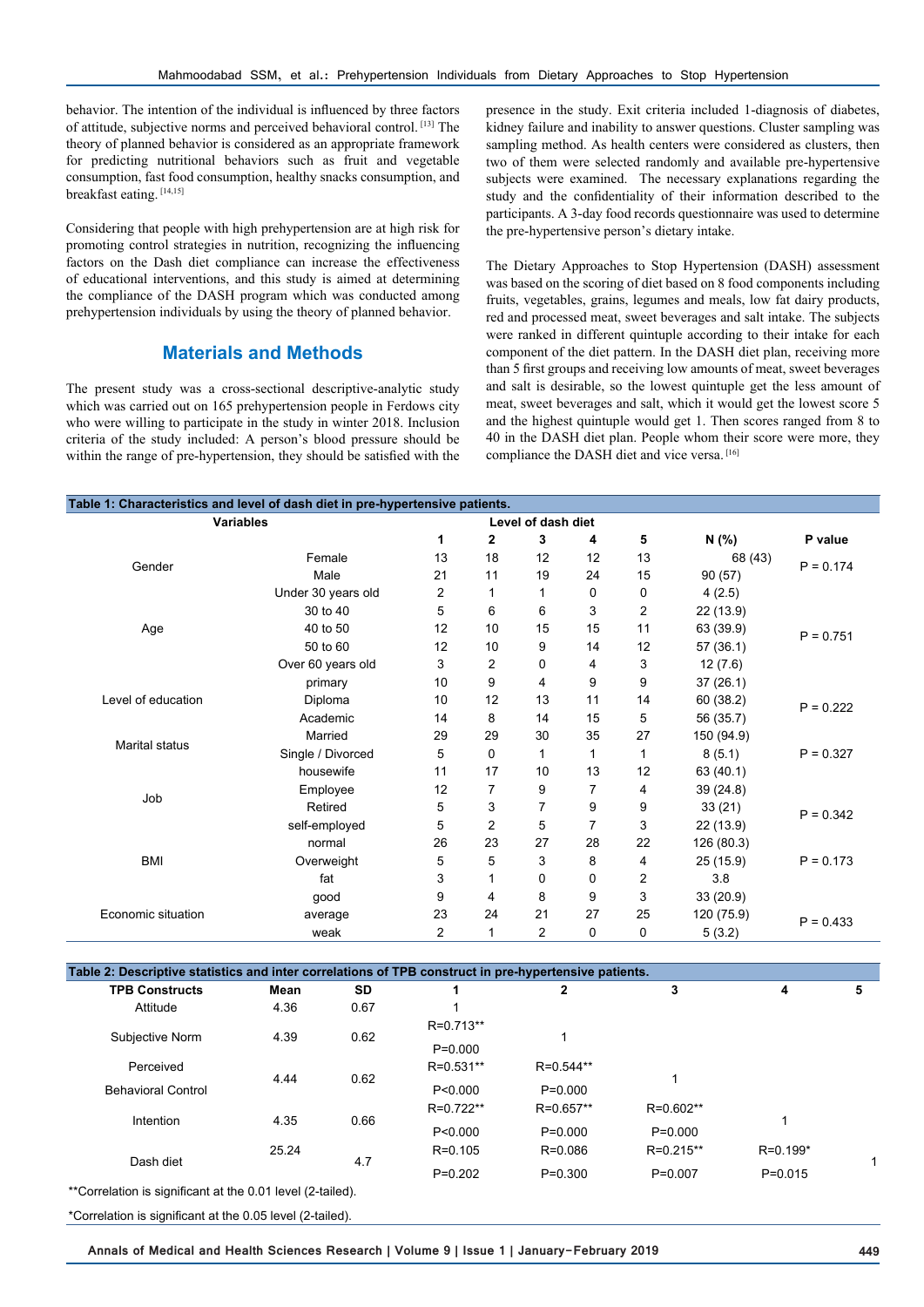behavior. The intention of the individual is influenced by three factors of attitude, subjective norms and perceived behavioral control. [13] The theory of planned behavior is considered as an appropriate framework for predicting nutritional behaviors such as fruit and vegetable consumption, fast food consumption, healthy snacks consumption, and breakfast eating. [14,15]

Considering that people with high prehypertension are at high risk for promoting control strategies in nutrition, recognizing the influencing factors on the Dash diet compliance can increase the effectiveness of educational interventions, and this study is aimed at determining the compliance of the DASH program which was conducted among prehypertension individuals by using the theory of planned behavior.

## Materials and Methods

The present study was a cross-sectional descriptive-analytic study which was carried out on 165 prehypertension people in Ferdows city who were willing to participate in the study in winter 2018. Inclusion criteria of the study included: A person's blood pressure should be within the range of pre-hypertension, they should be satisfied with the presence in the study. Exit criteria included 1-diagnosis of diabetes, kidney failure and inability to answer questions. Cluster sampling was sampling method. As health centers were considered as clusters, then two of them were selected randomly and available pre-hypertensive subjects were examined. The necessary explanations regarding the study and the confidentiality of their information described to the participants. A 3-day food records questionnaire was used to determine the pre-hypertensive person's dietary intake.

The Dietary Approaches to Stop Hypertension (DASH) assessment was based on the scoring of diet based on 8 food components including fruits, vegetables, grains, legumes and meals, low fat dairy products, red and processed meat, sweet beverages and salt intake. The subjects were ranked in different quintuple according to their intake for each component of the diet pattern. In the DASH diet plan, receiving more than 5 first groups and receiving low amounts of meat, sweet beverages and salt is desirable, so the lowest quintuple get the less amount of meat, sweet beverages and salt, which it would get the lowest score 5 and the highest quintuple would get 1. Then scores ranged from 8 to 40 in the DASH diet plan. People whom their score were more, they compliance the DASH diet and vice versa. [16]

**Table 1: Characteristics and level of dash diet in pre-hypertensive patients.**

| Variables | | Level of dash diet | | | | | | |
|---|---|---|---|---|---|---|---|---|
| | | 1 | 2 | 3 | 4 | 5 | N (%) | P value |
| Gender | Female | 13 | 18 | 12 | 12 | 13 | 68 (43) | P = 0.174 |
| | Male | 21 | 11 | 19 | 24 | 15 | 90 (57) | |
| Age | Under 30 years old | 2 | 1 | 1 | 0 | 0 | 4 (2.5) | P = 0.751 |
| | 30 to 40 | 5 | 6 | 6 | 3 | 2 | 22 (13.9) | |
| | 40 to 50 | 12 | 10 | 15 | 15 | 11 | 63 (39.9) | |
| | 50 to 60 | 12 | 10 | 9 | 14 | 12 | 57 (36.1) | |
| | Over 60 years old | 3 | 2 | 0 | 4 | 3 | 12 (7.6) | |
| Level of education | primary | 10 | 9 | 4 | 9 | 9 | 37 (26.1) | P = 0.222 |
| | Diploma | 10 | 12 | 13 | 11 | 14 | 60 (38.2) | |
| | Academic | 14 | 8 | 14 | 15 | 5 | 56 (35.7) | |
| Marital status | Married | 29 | 29 | 30 | 35 | 27 | 150 (94.9) | P = 0.327 |
| | Single / Divorced | 5 | 0 | 1 | 1 | 1 | 8 (5.1) | |
| Job | housewife | 11 | 17 | 10 | 13 | 12 | 63 (40.1) | P = 0.342 |
| | Employee | 12 | 7 | 9 | 7 | 4 | 39 (24.8) | |
| | Retired | 5 | 3 | 7 | 9 | 9 | 33 (21) | |
| | self-employed | 5 | 2 | 5 | 7 | 3 | 22 (13.9) | |
| BMI | normal | 26 | 23 | 27 | 28 | 22 | 126 (80.3) | P = 0.173 |
| | Overweight | 5 | 5 | 3 | 8 | 4 | 25 (15.9) | |
| | fat | 3 | 1 | 0 | 0 | 2 | 3.8 | |
| Economic situation | good | 9 | 4 | 8 | 9 | 3 | 33 (20.9) | P = 0.433 |
| | average | 23 | 24 | 21 | 27 | 25 | 120 (75.9) | |
| | weak | 2 | 1 | 2 | 0 | 0 | 5 (3.2) | |

**Table 2: Descriptive statistics and inter correlations of TPB construct in pre-hypertensive patients.**

| TPB Constructs | Mean | SD | 1 | 2 | 3 | 4 | 5 |
|---|---|---|---|---|---|---|---|
| Attitude | 4.36 | 0.67 | 1 | | | | |
| Subjective Norm | 4.39 | 0.62 | R=0.713** P=0.000 | 1 | | | |
| Perceived Behavioral Control | 4.44 | 0.62 | R=0.531** P<0.000 | R=0.544** P=0.000 | 1 | | |
| Intention | 4.35 | 0.66 | R=0.722** P<0.000 | R=0.657** P=0.000 | R=0.602** P=0.000 | 1 | |
| Dash diet | 25.24 | 4.7 | R=0.105 P=0.202 | R=0.086 P=0.300 | R=0.215** P=0.007 | R=0.199* P=0.015 | 1 |

**Correlation is significant at the 0.01 level (2-tailed).

*Correlation is significant at the 0.05 level (2-tailed).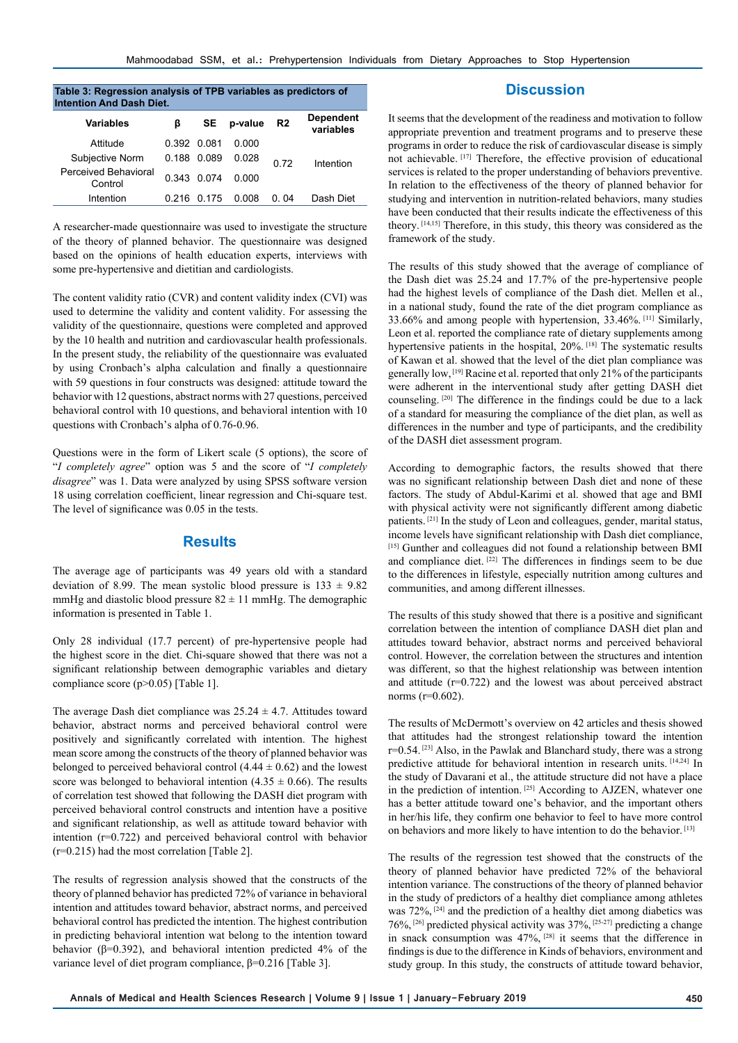**Table 3: Regression analysis of TPB variables as predictors of Intention And Dash Diet.**

| Variables | β | SE | p-value | R2 | Dependent variables |
|---|---|---|---|---|---|
| Attitude | 0.392 | 0.081 | 0.000 | 0.72 | Intention |
| Subjective Norm | 0.188 | 0.089 | 0.028 | | |
| Perceived Behavioral Control | 0.343 | 0.074 | 0.000 | | |
| Intention | 0.216 | 0.175 | 0.008 | 0. 04 | Dash Diet |

A researcher-made questionnaire was used to investigate the structure of the theory of planned behavior. The questionnaire was designed based on the opinions of health education experts, interviews with some pre-hypertensive and dietitian and cardiologists.

The content validity ratio (CVR) and content validity index (CVI) was used to determine the validity and content validity. For assessing the validity of the questionnaire, questions were completed and approved by the 10 health and nutrition and cardiovascular health professionals. In the present study, the reliability of the questionnaire was evaluated by using Cronbach's alpha calculation and finally a questionnaire with 59 questions in four constructs was designed: attitude toward the behavior with 12 questions, abstract norms with 27 questions, perceived behavioral control with 10 questions, and behavioral intention with 10 questions with Cronbach's alpha of 0.76-0.96.

Questions were in the form of Likert scale (5 options), the score of "*I completely agree*" option was 5 and the score of "*I completely disagree*" was 1. Data were analyzed by using SPSS software version 18 using correlation coefficient, linear regression and Chi-square test. The level of significance was 0.05 in the tests.

## Results

The average age of participants was 49 years old with a standard deviation of 8.99. The mean systolic blood pressure is 133 ± 9.82 mmHg and diastolic blood pressure 82 ± 11 mmHg. The demographic information is presented in Table 1.

Only 28 individual (17.7 percent) of pre-hypertensive people had the highest score in the diet. Chi-square showed that there was not a significant relationship between demographic variables and dietary compliance score (p>0.05) [Table 1].

The average Dash diet compliance was 25.24 ± 4.7. Attitudes toward behavior, abstract norms and perceived behavioral control were positively and significantly correlated with intention. The highest mean score among the constructs of the theory of planned behavior was belonged to perceived behavioral control (4.44 ± 0.62) and the lowest score was belonged to behavioral intention (4.35 ± 0.66). The results of correlation test showed that following the DASH diet program with perceived behavioral control constructs and intention have a positive and significant relationship, as well as attitude toward behavior with intention (r=0.722) and perceived behavioral control with behavior (r=0.215) had the most correlation [Table 2].

The results of regression analysis showed that the constructs of the theory of planned behavior has predicted 72% of variance in behavioral intention and attitudes toward behavior, abstract norms, and perceived behavioral control has predicted the intention. The highest contribution in predicting behavioral intention wat belong to the intention toward behavior (β=0.392), and behavioral intention predicted 4% of the variance level of diet program compliance, β=0.216 [Table 3].

## Discussion

It seems that the development of the readiness and motivation to follow appropriate prevention and treatment programs and to preserve these programs in order to reduce the risk of cardiovascular disease is simply not achievable. [17] Therefore, the effective provision of educational services is related to the proper understanding of behaviors preventive. In relation to the effectiveness of the theory of planned behavior for studying and intervention in nutrition-related behaviors, many studies have been conducted that their results indicate the effectiveness of this theory. [14,15] Therefore, in this study, this theory was considered as the framework of the study.

The results of this study showed that the average of compliance of the Dash diet was 25.24 and 17.7% of the pre-hypertensive people had the highest levels of compliance of the Dash diet. Mellen et al., in a national study, found the rate of the diet program compliance as 33.66% and among people with hypertension, 33.46%. [11] Similarly, Leon et al. reported the compliance rate of dietary supplements among hypertensive patients in the hospital, 20%. [18] The systematic results of Kawan et al. showed that the level of the diet plan compliance was generally low, [19] Racine et al. reported that only 21% of the participants were adherent in the interventional study after getting DASH diet counseling. [20] The difference in the findings could be due to a lack of a standard for measuring the compliance of the diet plan, as well as differences in the number and type of participants, and the credibility of the DASH diet assessment program.

According to demographic factors, the results showed that there was no significant relationship between Dash diet and none of these factors. The study of Abdul-Karimi et al. showed that age and BMI with physical activity were not significantly different among diabetic patients. [21] In the study of Leon and colleagues, gender, marital status, income levels have significant relationship with Dash diet compliance, [15] Gunther and colleagues did not found a relationship between BMI and compliance diet. [22] The differences in findings seem to be due to the differences in lifestyle, especially nutrition among cultures and communities, and among different illnesses.

The results of this study showed that there is a positive and significant correlation between the intention of compliance DASH diet plan and attitudes toward behavior, abstract norms and perceived behavioral control. However, the correlation between the structures and intention was different, so that the highest relationship was between intention and attitude (r=0.722) and the lowest was about perceived abstract norms (r=0.602).

The results of McDermott's overview on 42 articles and thesis showed that attitudes had the strongest relationship toward the intention r=0.54. [23] Also, in the Pawlak and Blanchard study, there was a strong predictive attitude for behavioral intention in research units. [14,24] In the study of Davarani et al., the attitude structure did not have a place in the prediction of intention. [25] According to AJZEN, whatever one has a better attitude toward one's behavior, and the important others in her/his life, they confirm one behavior to feel to have more control on behaviors and more likely to have intention to do the behavior. [13]

The results of the regression test showed that the constructs of the theory of planned behavior have predicted 72% of the behavioral intention variance. The constructions of the theory of planned behavior in the study of predictors of a healthy diet compliance among athletes was 72%, [24] and the prediction of a healthy diet among diabetics was 76%, [26] predicted physical activity was 37%, [25-27] predicting a change in snack consumption was 47%, [28] it seems that the difference in findings is due to the difference in Kinds of behaviors, environment and study group. In this study, the constructs of attitude toward behavior,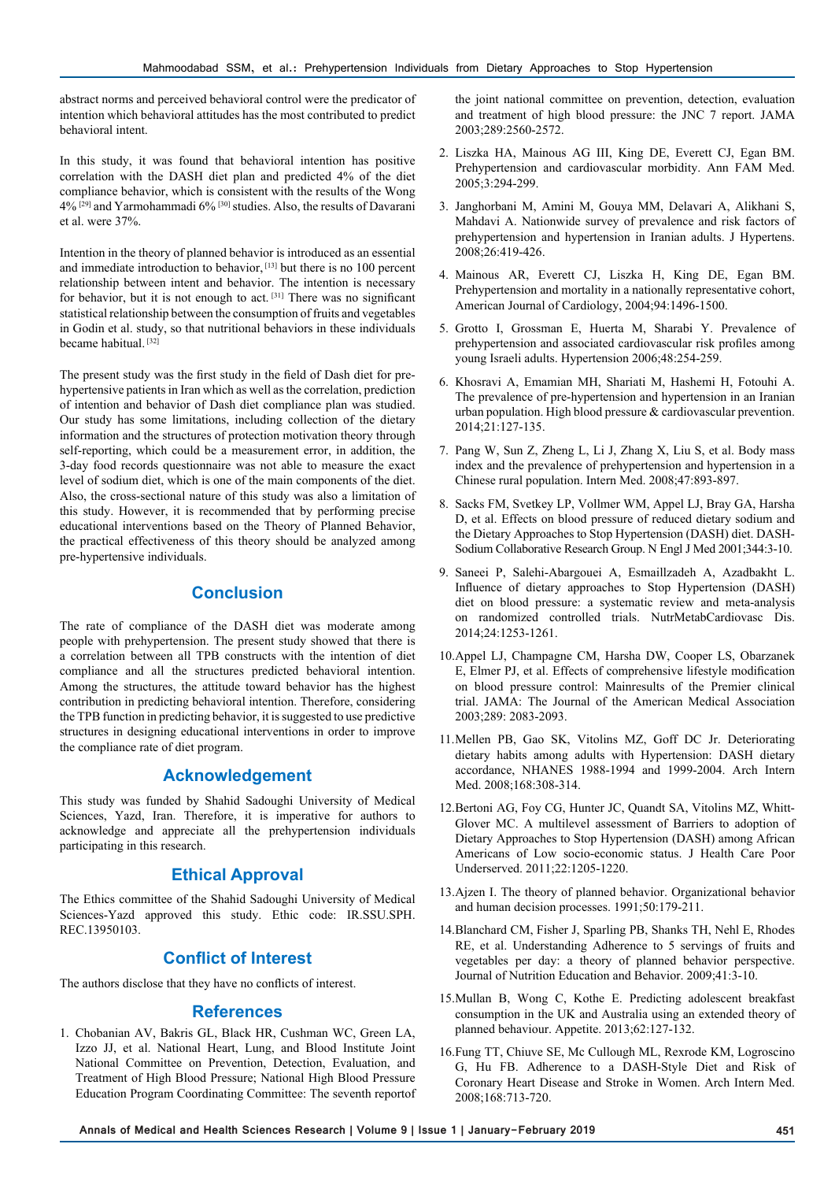abstract norms and perceived behavioral control were the predicator of intention which behavioral attitudes has the most contributed to predict behavioral intent.

In this study, it was found that behavioral intention has positive correlation with the DASH diet plan and predicted 4% of the diet compliance behavior, which is consistent with the results of the Wong 4% [29] and Yarmohammadi 6% [30] studies. Also, the results of Davarani et al. were 37%.

Intention in the theory of planned behavior is introduced as an essential and immediate introduction to behavior, [13] but there is no 100 percent relationship between intent and behavior. The intention is necessary for behavior, but it is not enough to act. [31] There was no significant statistical relationship between the consumption of fruits and vegetables in Godin et al. study, so that nutritional behaviors in these individuals became habitual. [32]

The present study was the first study in the field of Dash diet for pre-hypertensive patients in Iran which as well as the correlation, prediction of intention and behavior of Dash diet compliance plan was studied. Our study has some limitations, including collection of the dietary information and the structures of protection motivation theory through self-reporting, which could be a measurement error, in addition, the 3-day food records questionnaire was not able to measure the exact level of sodium diet, which is one of the main components of the diet. Also, the cross-sectional nature of this study was also a limitation of this study. However, it is recommended that by performing precise educational interventions based on the Theory of Planned Behavior, the practical effectiveness of this theory should be analyzed among pre-hypertensive individuals.

## Conclusion

The rate of compliance of the DASH diet was moderate among people with prehypertension. The present study showed that there is a correlation between all TPB constructs with the intention of diet compliance and all the structures predicted behavioral intention. Among the structures, the attitude toward behavior has the highest contribution in predicting behavioral intention. Therefore, considering the TPB function in predicting behavior, it is suggested to use predictive structures in designing educational interventions in order to improve the compliance rate of diet program.

## Acknowledgement

This study was funded by Shahid Sadoughi University of Medical Sciences, Yazd, Iran. Therefore, it is imperative for authors to acknowledge and appreciate all the prehypertension individuals participating in this research.

## Ethical Approval

The Ethics committee of the Shahid Sadoughi University of Medical Sciences-Yazd approved this study. Ethic code: IR.SSU.SPH.REC.13950103.

## Conflict of Interest

The authors disclose that they have no conflicts of interest.

## References

1. Chobanian AV, Bakris GL, Black HR, Cushman WC, Green LA, Izzo JJ, et al. National Heart, Lung, and Blood Institute Joint National Committee on Prevention, Detection, Evaluation, and Treatment of High Blood Pressure; National High Blood Pressure Education Program Coordinating Committee: The seventh reportof the joint national committee on prevention, detection, evaluation and treatment of high blood pressure: the JNC 7 report. JAMA 2003;289:2560-2572.
2. Liszka HA, Mainous AG III, King DE, Everett CJ, Egan BM. Prehypertension and cardiovascular morbidity. Ann FAM Med. 2005;3:294-299.
3. Janghorbani M, Amini M, Gouya MM, Delavari A, Alikhani S, Mahdavi A. Nationwide survey of prevalence and risk factors of prehypertension and hypertension in Iranian adults. J Hypertens. 2008;26:419-426.
4. Mainous AR, Everett CJ, Liszka H, King DE, Egan BM. Prehypertension and mortality in a nationally representative cohort, American Journal of Cardiology, 2004;94:1496-1500.
5. Grotto I, Grossman E, Huerta M, Sharabi Y. Prevalence of prehypertension and associated cardiovascular risk profiles among young Israeli adults. Hypertension 2006;48:254-259.
6. Khosravi A, Emamian MH, Shariati M, Hashemi H, Fotouhi A. The prevalence of pre-hypertension and hypertension in an Iranian urban population. High blood pressure & cardiovascular prevention. 2014;21:127-135.
7. Pang W, Sun Z, Zheng L, Li J, Zhang X, Liu S, et al. Body mass index and the prevalence of prehypertension and hypertension in a Chinese rural population. Intern Med. 2008;47:893-897.
8. Sacks FM, Svetkey LP, Vollmer WM, Appel LJ, Bray GA, Harsha D, et al. Effects on blood pressure of reduced dietary sodium and the Dietary Approaches to Stop Hypertension (DASH) diet. DASH-Sodium Collaborative Research Group. N Engl J Med 2001;344:3-10.
9. Saneei P, Salehi-Abargouei A, Esmaillzadeh A, Azadbakht L. Influence of dietary approaches to Stop Hypertension (DASH) diet on blood pressure: a systematic review and meta-analysis on randomized controlled trials. NutrMetabCardiovasc Dis. 2014;24:1253-1261.
10. Appel LJ, Champagne CM, Harsha DW, Cooper LS, Obarzanek E, Elmer PJ, et al. Effects of comprehensive lifestyle modification on blood pressure control: Mainresults of the Premier clinical trial. JAMA: The Journal of the American Medical Association 2003;289: 2083-2093.
11. Mellen PB, Gao SK, Vitolins MZ, Goff DC Jr. Deteriorating dietary habits among adults with Hypertension: DASH dietary accordance, NHANES 1988-1994 and 1999-2004. Arch Intern Med. 2008;168:308-314.
12. Bertoni AG, Foy CG, Hunter JC, Quandt SA, Vitolins MZ, Whitt-Glover MC. A multilevel assessment of Barriers to adoption of Dietary Approaches to Stop Hypertension (DASH) among African Americans of Low socio-economic status. J Health Care Poor Underserved. 2011;22:1205-1220.
13. Ajzen I. The theory of planned behavior. Organizational behavior and human decision processes. 1991;50:179-211.
14. Blanchard CM, Fisher J, Sparling PB, Shanks TH, Nehl E, Rhodes RE, et al. Understanding Adherence to 5 servings of fruits and vegetables per day: a theory of planned behavior perspective. Journal of Nutrition Education and Behavior. 2009;41:3-10.
15. Mullan B, Wong C, Kothe E. Predicting adolescent breakfast consumption in the UK and Australia using an extended theory of planned behaviour. Appetite. 2013;62:127-132.
16. Fung TT, Chiuve SE, Mc Cullough ML, Rexrode KM, Logroscino G, Hu FB. Adherence to a DASH-Style Diet and Risk of Coronary Heart Disease and Stroke in Women. Arch Intern Med. 2008;168:713-720.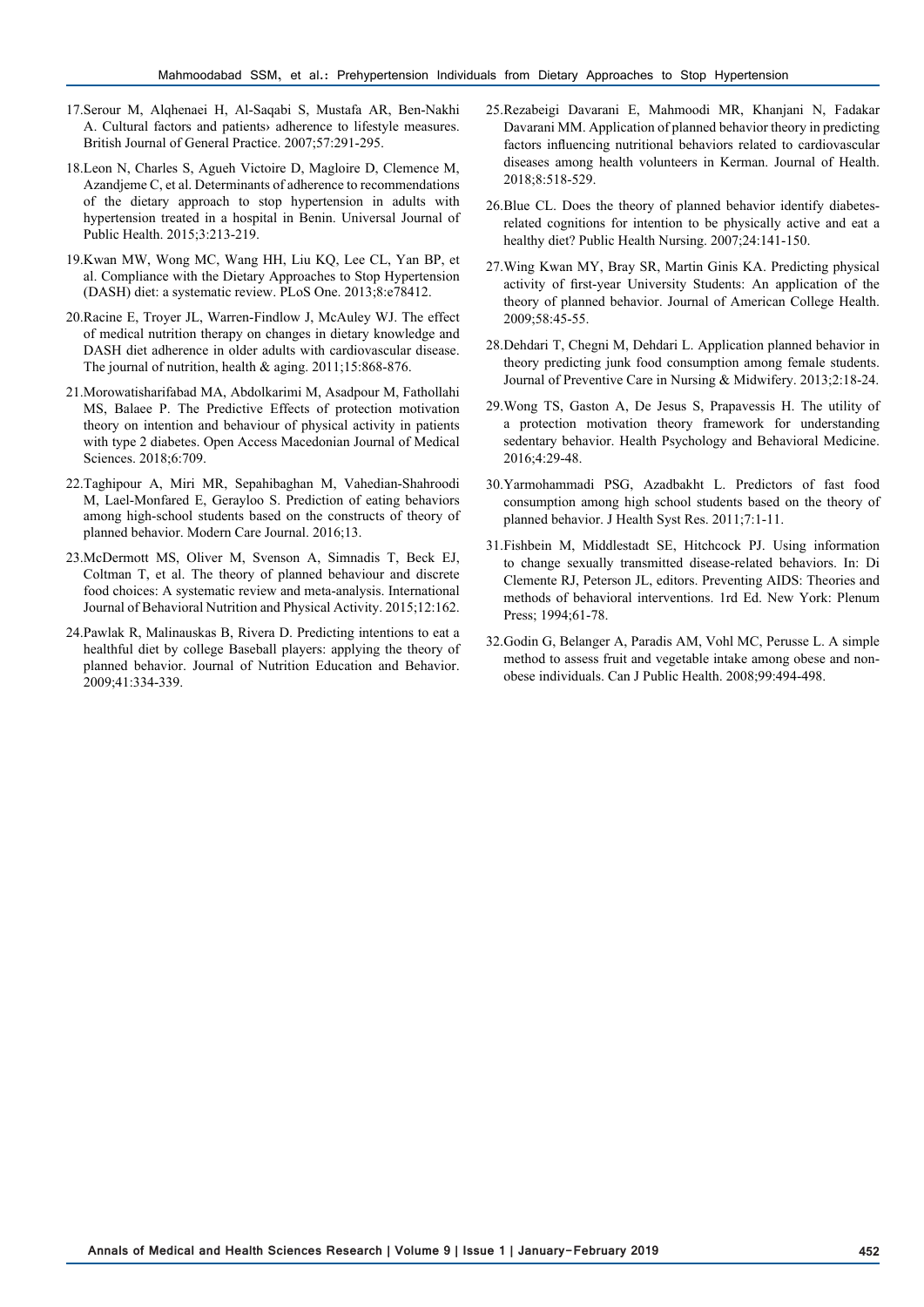17. Serour M, Alqhenaei H, Al-Saqabi S, Mustafa AR, Ben-Nakhi A. Cultural factors and patients› adherence to lifestyle measures. British Journal of General Practice. 2007;57:291-295.

18. Leon N, Charles S, Agueh Victoire D, Magloire D, Clemence M, Azandjeme C, et al. Determinants of adherence to recommendations of the dietary approach to stop hypertension in adults with hypertension treated in a hospital in Benin. Universal Journal of Public Health. 2015;3:213-219.

19. Kwan MW, Wong MC, Wang HH, Liu KQ, Lee CL, Yan BP, et al. Compliance with the Dietary Approaches to Stop Hypertension (DASH) diet: a systematic review. PLoS One. 2013;8:e78412.

20. Racine E, Troyer JL, Warren-Findlow J, McAuley WJ. The effect of medical nutrition therapy on changes in dietary knowledge and DASH diet adherence in older adults with cardiovascular disease. The journal of nutrition, health & aging. 2011;15:868-876.

21. Morowatisharifabad MA, Abdolkarimi M, Asadpour M, Fathollahi MS, Balaee P. The Predictive Effects of protection motivation theory on intention and behaviour of physical activity in patients with type 2 diabetes. Open Access Macedonian Journal of Medical Sciences. 2018;6:709.

22. Taghipour A, Miri MR, Sepahibaghan M, Vahedian-Shahroodi M, Lael-Monfared E, Gerayloo S. Prediction of eating behaviors among high-school students based on the constructs of theory of planned behavior. Modern Care Journal. 2016;13.

23. McDermott MS, Oliver M, Svenson A, Simnadis T, Beck EJ, Coltman T, et al. The theory of planned behaviour and discrete food choices: A systematic review and meta-analysis. International Journal of Behavioral Nutrition and Physical Activity. 2015;12:162.

24. Pawlak R, Malinauskas B, Rivera D. Predicting intentions to eat a healthful diet by college Baseball players: applying the theory of planned behavior. Journal of Nutrition Education and Behavior. 2009;41:334-339.

25. Rezabeigi Davarani E, Mahmoodi MR, Khanjani N, Fadakar Davarani MM. Application of planned behavior theory in predicting factors influencing nutritional behaviors related to cardiovascular diseases among health volunteers in Kerman. Journal of Health. 2018;8:518-529.

26. Blue CL. Does the theory of planned behavior identify diabetes-related cognitions for intention to be physically active and eat a healthy diet? Public Health Nursing. 2007;24:141-150.

27. Wing Kwan MY, Bray SR, Martin Ginis KA. Predicting physical activity of first-year University Students: An application of the theory of planned behavior. Journal of American College Health. 2009;58:45-55.

28. Dehdari T, Chegni M, Dehdari L. Application planned behavior in theory predicting junk food consumption among female students. Journal of Preventive Care in Nursing & Midwifery. 2013;2:18-24.

29. Wong TS, Gaston A, De Jesus S, Prapavessis H. The utility of a protection motivation theory framework for understanding sedentary behavior. Health Psychology and Behavioral Medicine. 2016;4:29-48.

30. Yarmohammadi PSG, Azadbakht L. Predictors of fast food consumption among high school students based on the theory of planned behavior. J Health Syst Res. 2011;7:1-11.

31. Fishbein M, Middlestadt SE, Hitchcock PJ. Using information to change sexually transmitted disease-related behaviors. In: Di Clemente RJ, Peterson JL, editors. Preventing AIDS: Theories and methods of behavioral interventions. 1rd Ed. New York: Plenum Press; 1994;61-78.

32. Godin G, Belanger A, Paradis AM, Vohl MC, Perusse L. A simple method to assess fruit and vegetable intake among obese and non-obese individuals. Can J Public Health. 2008;99:494-498.